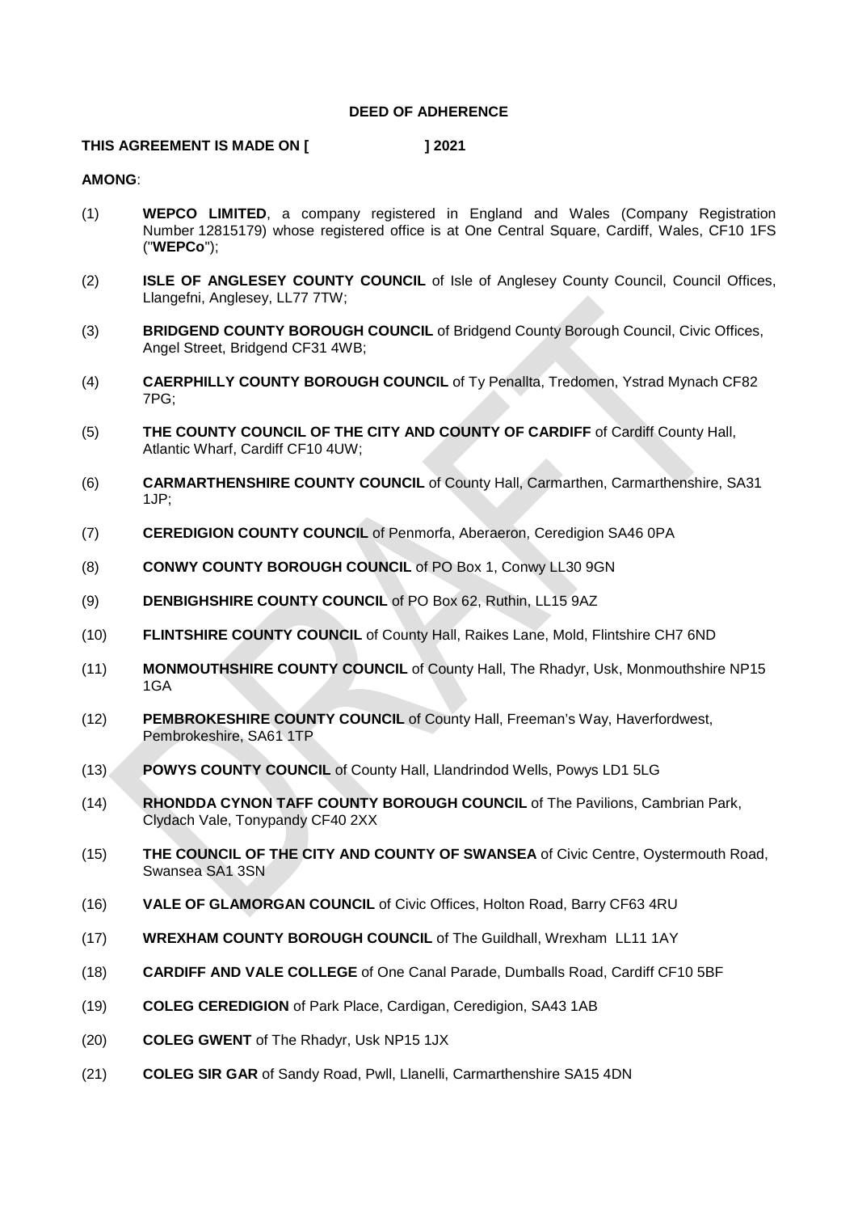**DEED OF ADHERENCE**

**THIS AGREEMENT IS MADE ON [ ] 2021**

**AMONG**:

(1) **WEPCO LIMITED**, a company registered in England and Wales (Company Registration Number 12815179) whose registered office is at One Central Square, Cardiff, Wales, CF10 1FS ("**WEPCo**");

(2) **ISLE OF ANGLESEY COUNTY COUNCIL** of Isle of Anglesey County Council, Council Offices, Llangefni, Anglesey, LL77 7TW;

(3) **BRIDGEND COUNTY BOROUGH COUNCIL** of Bridgend County Borough Council, Civic Offices, Angel Street, Bridgend CF31 4WB;

(4) **CAERPHILLY COUNTY BOROUGH COUNCIL** of Ty Penallta, Tredomen, Ystrad Mynach CF82 7PG;

(5) **THE COUNTY COUNCIL OF THE CITY AND COUNTY OF CARDIFF** of Cardiff County Hall, Atlantic Wharf, Cardiff CF10 4UW;

(6) **CARMARTHENSHIRE COUNTY COUNCIL** of County Hall, Carmarthen, Carmarthenshire, SA31 1JP;

(7) **CEREDIGION COUNTY COUNCIL** of Penmorfa, Aberaeron, Ceredigion SA46 0PA

(8) **CONWY COUNTY BOROUGH COUNCIL** of PO Box 1, Conwy LL30 9GN

(9) **DENBIGHSHIRE COUNTY COUNCIL** of PO Box 62, Ruthin, LL15 9AZ

(10) **FLINTSHIRE COUNTY COUNCIL** of County Hall, Raikes Lane, Mold, Flintshire CH7 6ND

(11) **MONMOUTHSHIRE COUNTY COUNCIL** of County Hall, The Rhadyr, Usk, Monmouthshire NP15 1GA

(12) **PEMBROKESHIRE COUNTY COUNCIL** of County Hall, Freeman's Way, Haverfordwest, Pembrokeshire, SA61 1TP

(13) **POWYS COUNTY COUNCIL** of County Hall, Llandrindod Wells, Powys LD1 5LG

(14) **RHONDDA CYNON TAFF COUNTY BOROUGH COUNCIL** of The Pavilions, Cambrian Park, Clydach Vale, Tonypandy CF40 2XX

(15) **THE COUNCIL OF THE CITY AND COUNTY OF SWANSEA** of Civic Centre, Oystermouth Road, Swansea SA1 3SN

(16) **VALE OF GLAMORGAN COUNCIL** of Civic Offices, Holton Road, Barry CF63 4RU

(17) **WREXHAM COUNTY BOROUGH COUNCIL** of The Guildhall, Wrexham LL11 1AY

(18) **CARDIFF AND VALE COLLEGE** of One Canal Parade, Dumballs Road, Cardiff CF10 5BF

(19) **COLEG CEREDIGION** of Park Place, Cardigan, Ceredigion, SA43 1AB

(20) **COLEG GWENT** of The Rhadyr, Usk NP15 1JX

(21) **COLEG SIR GAR** of Sandy Road, Pwll, Llanelli, Carmarthenshire SA15 4DN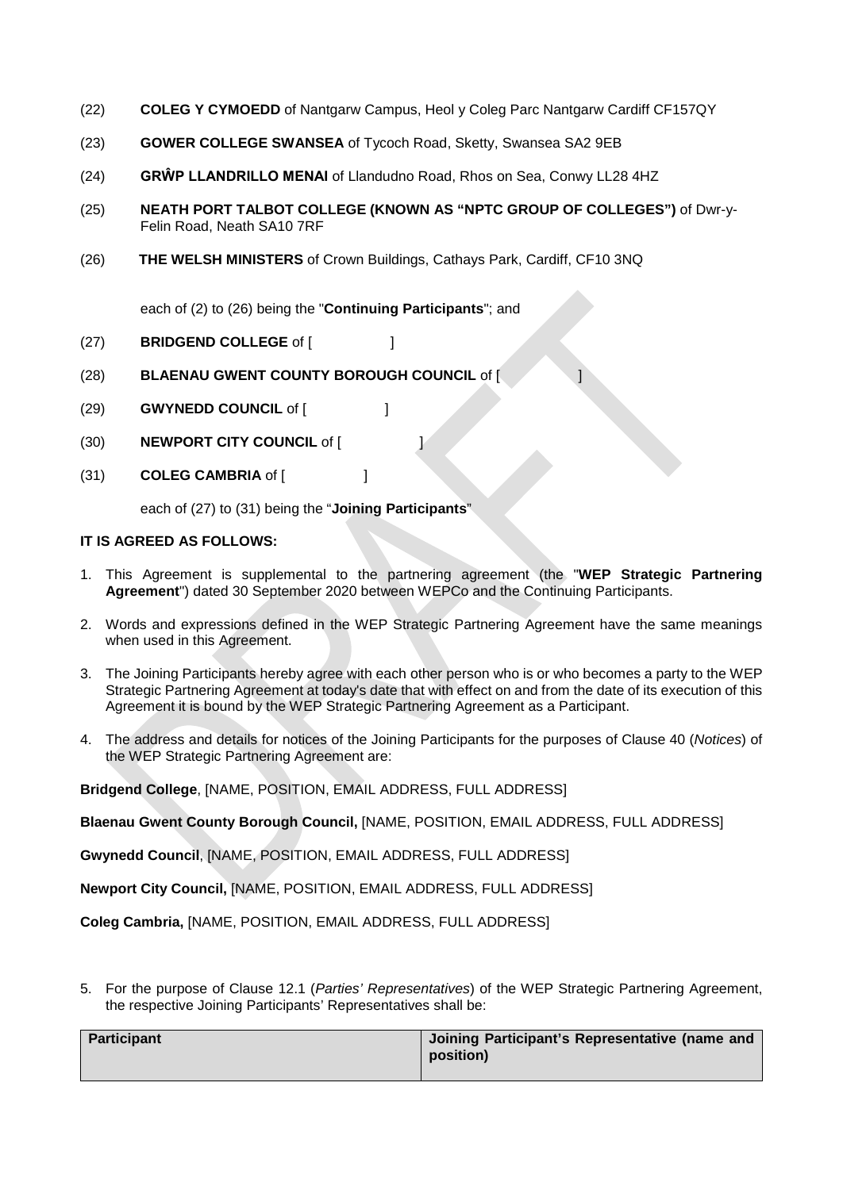(22) **COLEG Y CYMOEDD** of Nantgarw Campus, Heol y Coleg Parc Nantgarw Cardiff CF157QY

(23) **GOWER COLLEGE SWANSEA** of Tycoch Road, Sketty, Swansea SA2 9EB

(24) **GRŴP LLANDRILLO MENAI** of Llandudno Road, Rhos on Sea, Conwy LL28 4HZ

(25) **NEATH PORT TALBOT COLLEGE (KNOWN AS "NPTC GROUP OF COLLEGES")** of Dwr-y-Felin Road, Neath SA10 7RF

(26) **THE WELSH MINISTERS** of Crown Buildings, Cathays Park, Cardiff, CF10 3NQ

each of (2) to (26) being the "**Continuing Participants**"; and

(27) **BRIDGEND COLLEGE** of [ ]

(28) **BLAENAU GWENT COUNTY BOROUGH COUNCIL** of [ ]

(29) **GWYNEDD COUNCIL** of [ ]

(30) **NEWPORT CITY COUNCIL** of [ ]

(31) **COLEG CAMBRIA** of [ ]

each of (27) to (31) being the "**Joining Participants**"

**IT IS AGREED AS FOLLOWS:**

1. This Agreement is supplemental to the partnering agreement (the "**WEP Strategic Partnering Agreement**") dated 30 September 2020 between WEPCo and the Continuing Participants.

2. Words and expressions defined in the WEP Strategic Partnering Agreement have the same meanings when used in this Agreement.

3. The Joining Participants hereby agree with each other person who is or who becomes a party to the WEP Strategic Partnering Agreement at today's date that with effect on and from the date of its execution of this Agreement it is bound by the WEP Strategic Partnering Agreement as a Participant.

4. The address and details for notices of the Joining Participants for the purposes of Clause 40 (*Notices*) of the WEP Strategic Partnering Agreement are:

**Bridgend College**, [NAME, POSITION, EMAIL ADDRESS, FULL ADDRESS]

**Blaenau Gwent County Borough Council,** [NAME, POSITION, EMAIL ADDRESS, FULL ADDRESS]

**Gwynedd Council**, [NAME, POSITION, EMAIL ADDRESS, FULL ADDRESS]

**Newport City Council,** [NAME, POSITION, EMAIL ADDRESS, FULL ADDRESS]

**Coleg Cambria,** [NAME, POSITION, EMAIL ADDRESS, FULL ADDRESS]

5. For the purpose of Clause 12.1 (*Parties' Representatives*) of the WEP Strategic Partnering Agreement, the respective Joining Participants' Representatives shall be:

| Participant | Joining Participant's Representative (name and position) |
| --- | --- |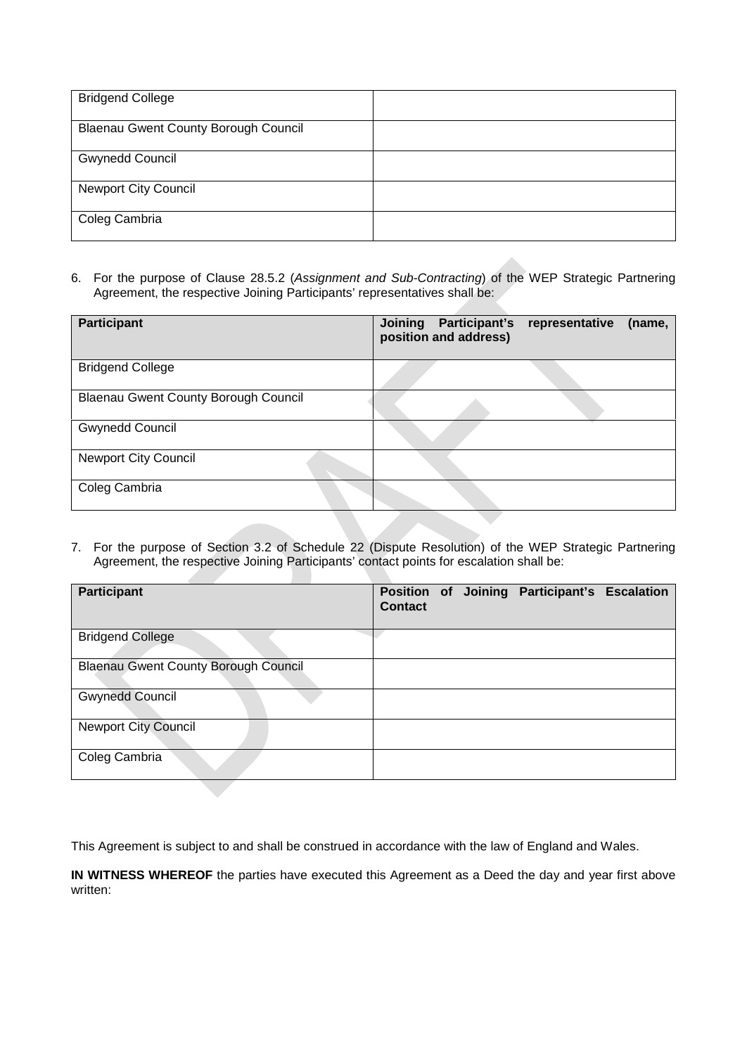| | |
|---|---|
| Bridgend College | |
| Blaenau Gwent County Borough Council | |
| Gwynedd Council | |
| Newport City Council | |
| Coleg Cambria | |

6. For the purpose of Clause 28.5.2 (*Assignment and Sub-Contracting*) of the WEP Strategic Partnering Agreement, the respective Joining Participants' representatives shall be:

| Participant | Joining Participant's representative (name, position and address) |
|---|---|
| Bridgend College | |
| Blaenau Gwent County Borough Council | |
| Gwynedd Council | |
| Newport City Council | |
| Coleg Cambria | |

7. For the purpose of Section 3.2 of Schedule 22 (Dispute Resolution) of the WEP Strategic Partnering Agreement, the respective Joining Participants' contact points for escalation shall be:

| Participant | Position of Joining Participant's Escalation Contact |
|---|---|
| Bridgend College | |
| Blaenau Gwent County Borough Council | |
| Gwynedd Council | |
| Newport City Council | |
| Coleg Cambria | |

This Agreement is subject to and shall be construed in accordance with the law of England and Wales.

**IN WITNESS WHEREOF** the parties have executed this Agreement as a Deed the day and year first above written: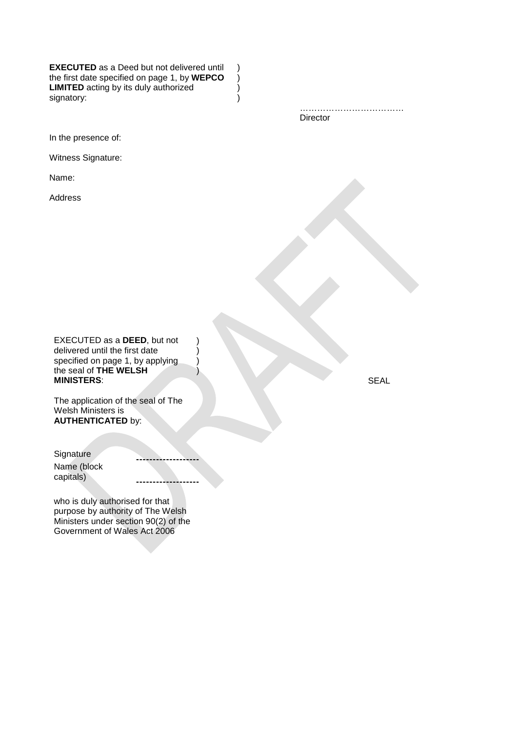**EXECUTED** as a Deed but not delivered until the first date specified on page 1, by **WEPCO LIMITED** acting by its duly authorized signatory: )

………………………………
Director

In the presence of:

Witness Signature:

Name:

Address

EXECUTED as a **DEED**, but not delivered until the first date specified on page 1, by applying the seal of **THE WELSH MINISTERS**: )

SEAL

The application of the seal of The Welsh Ministers is **AUTHENTICATED** by:

Signature ------------------

Name (block capitals) ------------------

who is duly authorised for that purpose by authority of The Welsh Ministers under section 90(2) of the Government of Wales Act 2006

DRAFT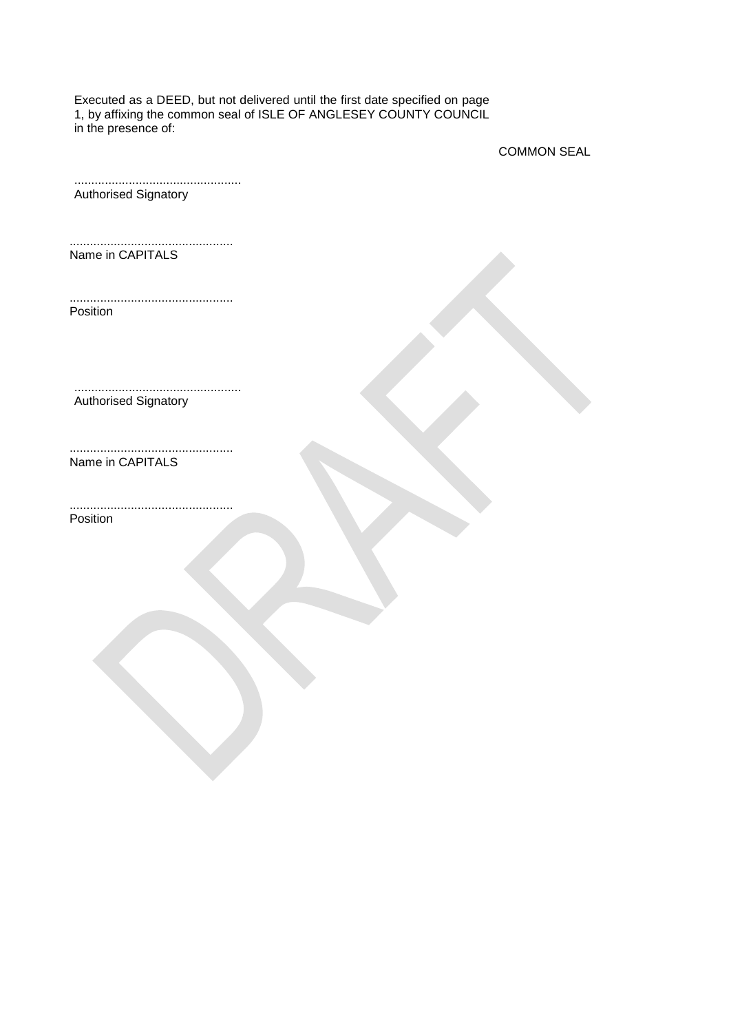Executed as a DEED, but not delivered until the first date specified on page 1, by affixing the common seal of ISLE OF ANGLESEY COUNTY COUNCIL in the presence of:

COMMON SEAL

.................................................
Authorised Signatory

................................................
Name in CAPITALS

................................................
Position

.................................................
Authorised Signatory

................................................
Name in CAPITALS

................................................
Position

DRAFT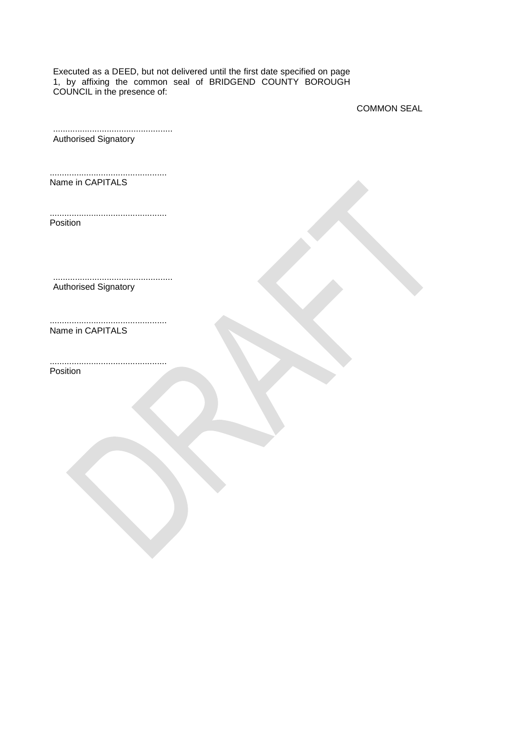Executed as a DEED, but not delivered until the first date specified on page 1, by affixing the common seal of BRIDGEND COUNTY BOROUGH COUNCIL in the presence of:

COMMON SEAL

.................................................
Authorised Signatory

................................................
Name in CAPITALS

................................................
Position

.................................................
Authorised Signatory

................................................
Name in CAPITALS

................................................
Position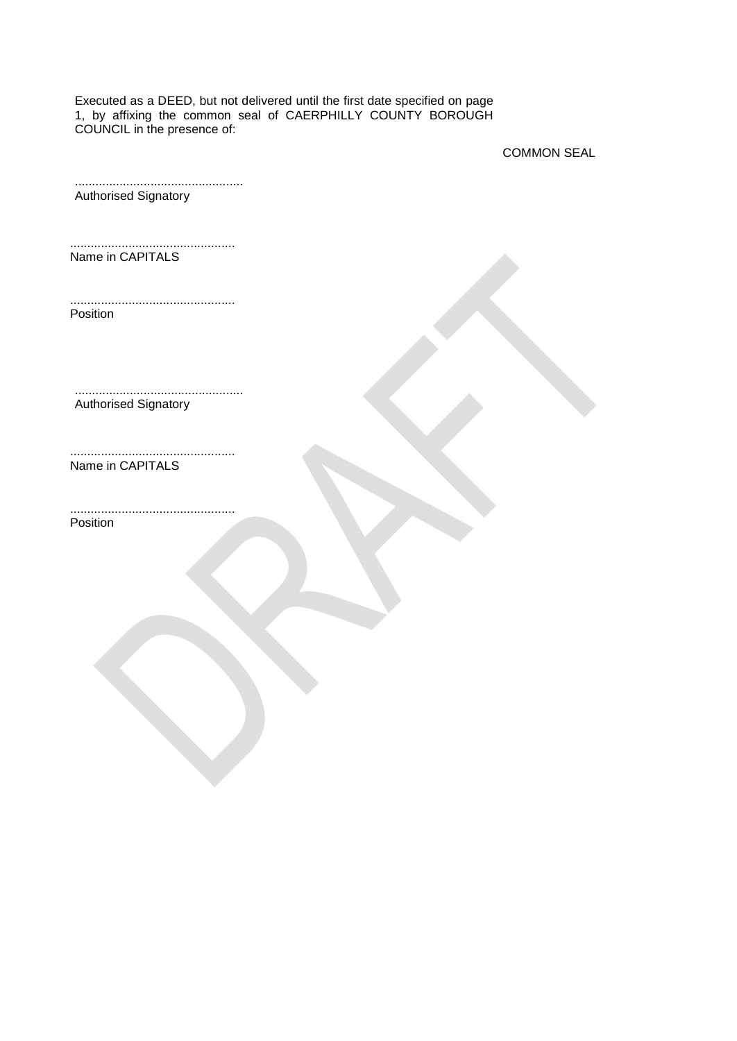Executed as a DEED, but not delivered until the first date specified on page 1, by affixing the common seal of CAERPHILLY COUNTY BOROUGH COUNCIL in the presence of:

COMMON SEAL

.................................................
Authorised Signatory

................................................
Name in CAPITALS

................................................
Position

.................................................
Authorised Signatory

................................................
Name in CAPITALS

................................................
Position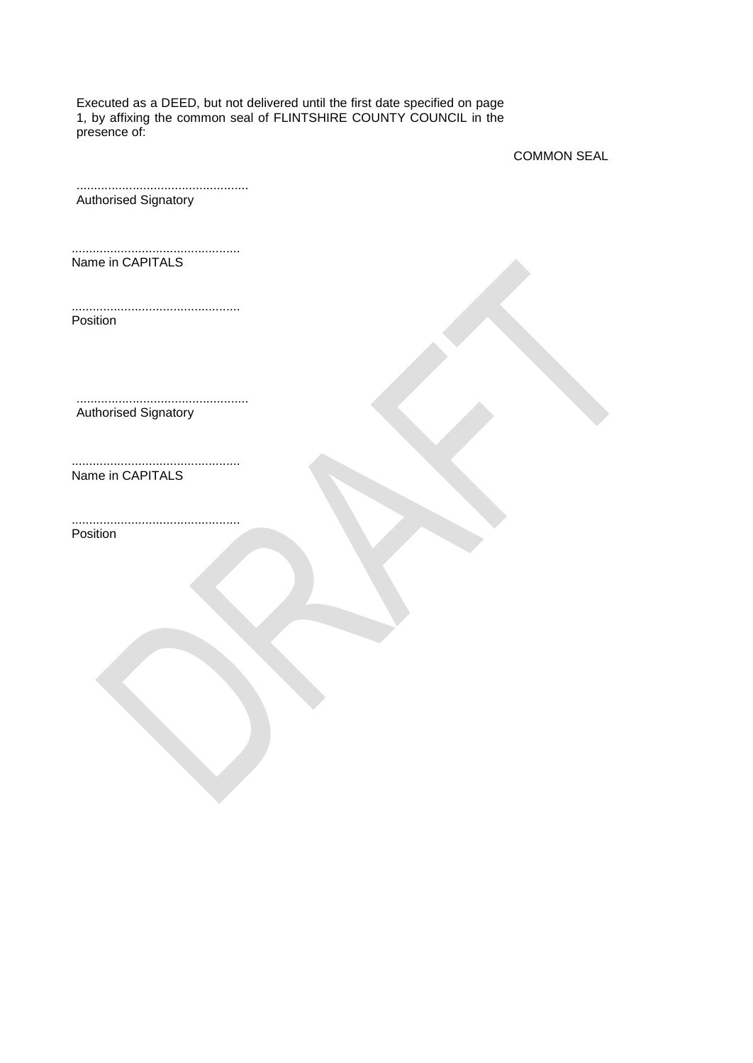Executed as a DEED, but not delivered until the first date specified on page 1, by affixing the common seal of FLINTSHIRE COUNTY COUNCIL in the presence of:

COMMON SEAL

.................................................
Authorised Signatory

................................................
Name in CAPITALS

................................................
Position

.................................................
Authorised Signatory

................................................
Name in CAPITALS

................................................
Position

DRAFT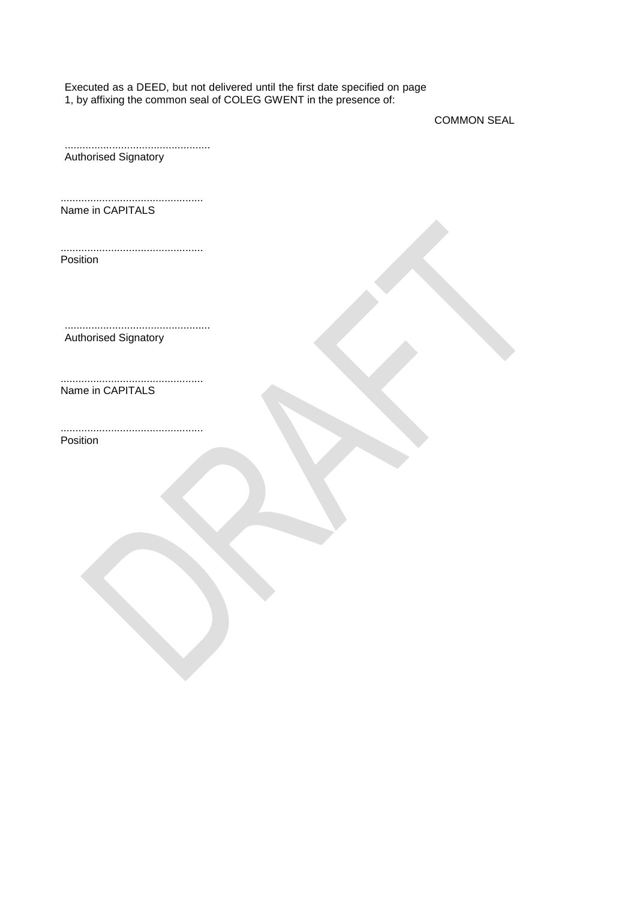Executed as a DEED, but not delivered until the first date specified on page 1, by affixing the common seal of COLEG GWENT in the presence of:

COMMON SEAL

.................................................
Authorised Signatory

.................................................
Name in CAPITALS

.................................................
Position

.................................................
Authorised Signatory

.................................................
Name in CAPITALS

.................................................
Position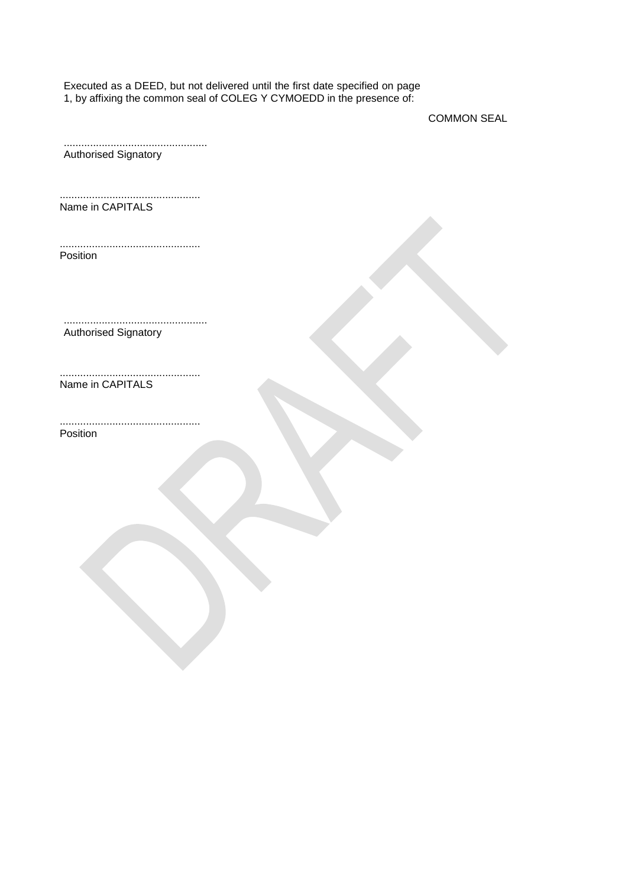Executed as a DEED, but not delivered until the first date specified on page 1, by affixing the common seal of COLEG Y CYMOEDD in the presence of:

COMMON SEAL

.................................................
Authorised Signatory

................................................
Name in CAPITALS

................................................
Position

.................................................
Authorised Signatory

................................................
Name in CAPITALS

................................................
Position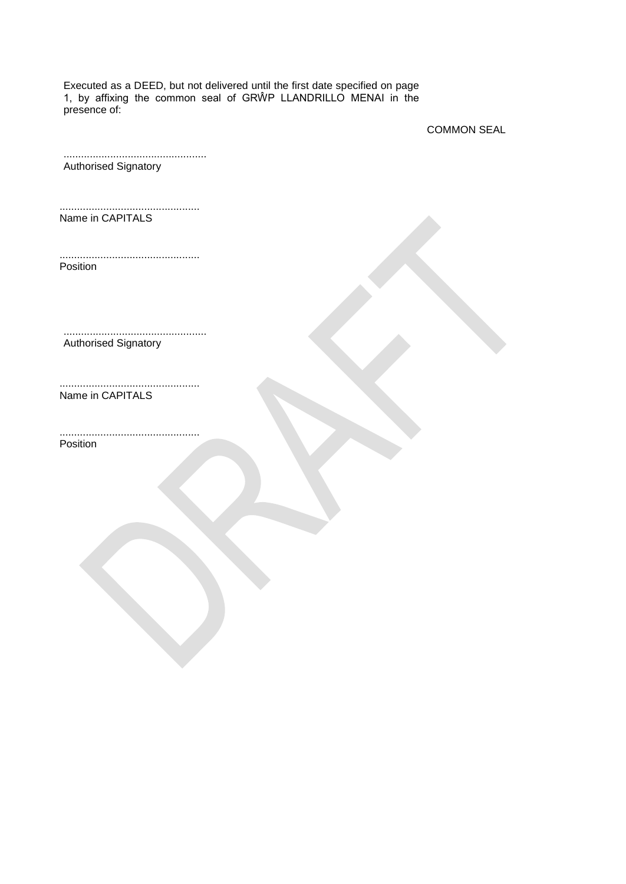Executed as a DEED, but not delivered until the first date specified on page 1, by affixing the common seal of GRŴP LLANDRILLO MENAI in the presence of:

COMMON SEAL

.................................................
Authorised Signatory

................................................
Name in CAPITALS

................................................
Position

.................................................
Authorised Signatory

................................................
Name in CAPITALS

................................................
Position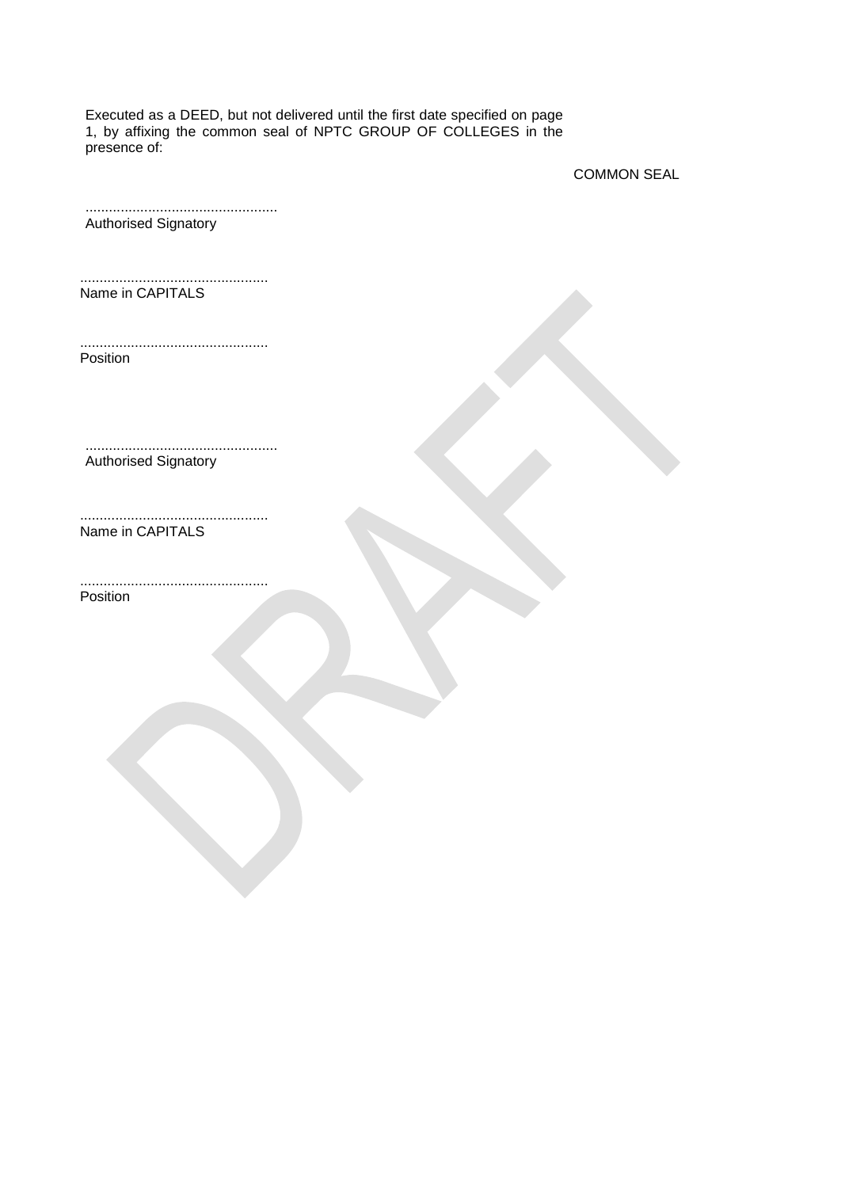Executed as a DEED, but not delivered until the first date specified on page 1, by affixing the common seal of NPTC GROUP OF COLLEGES in the presence of:

COMMON SEAL

.................................................
Authorised Signatory

................................................
Name in CAPITALS

................................................
Position

.................................................
Authorised Signatory

................................................
Name in CAPITALS

................................................
Position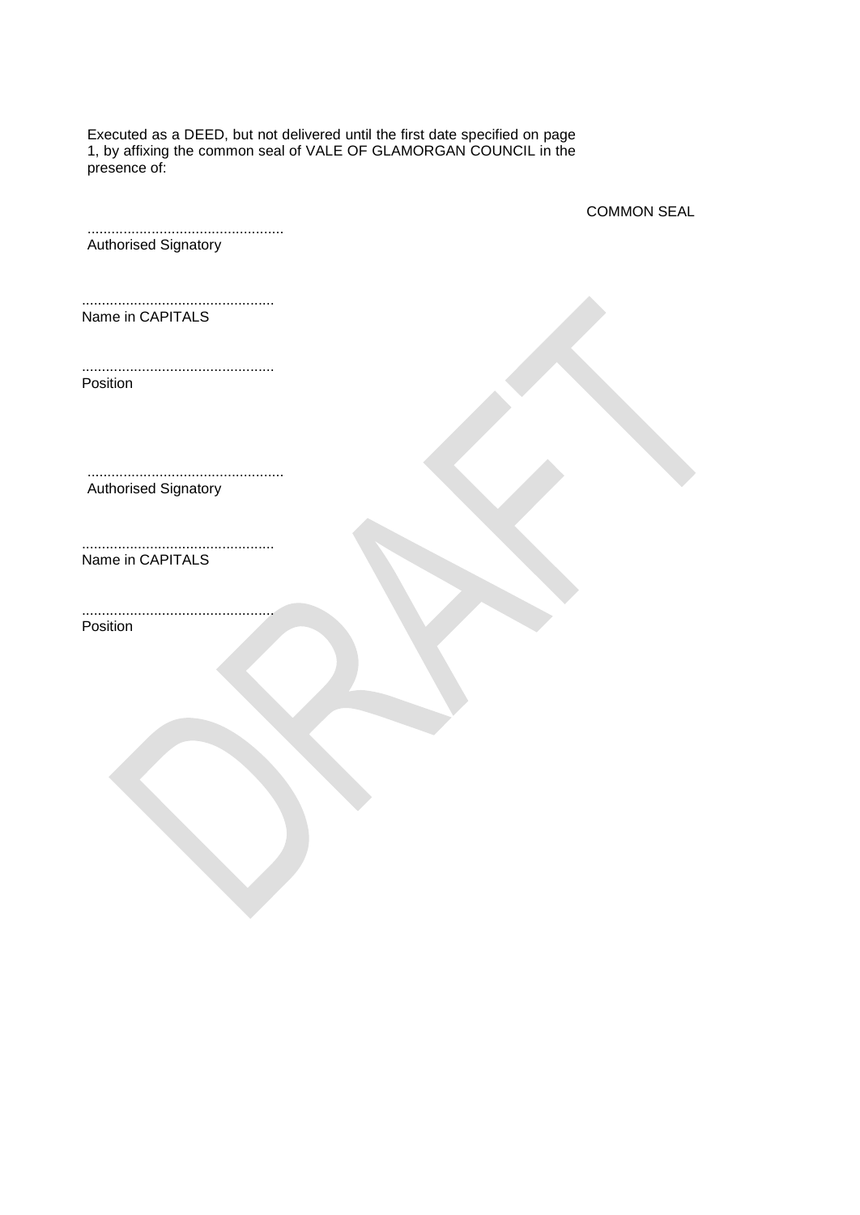Executed as a DEED, but not delivered until the first date specified on page 1, by affixing the common seal of VALE OF GLAMORGAN COUNCIL in the presence of:

COMMON SEAL

.................................................
Authorised Signatory

................................................
Name in CAPITALS

................................................
Position

.................................................
Authorised Signatory

................................................
Name in CAPITALS

................................................
Position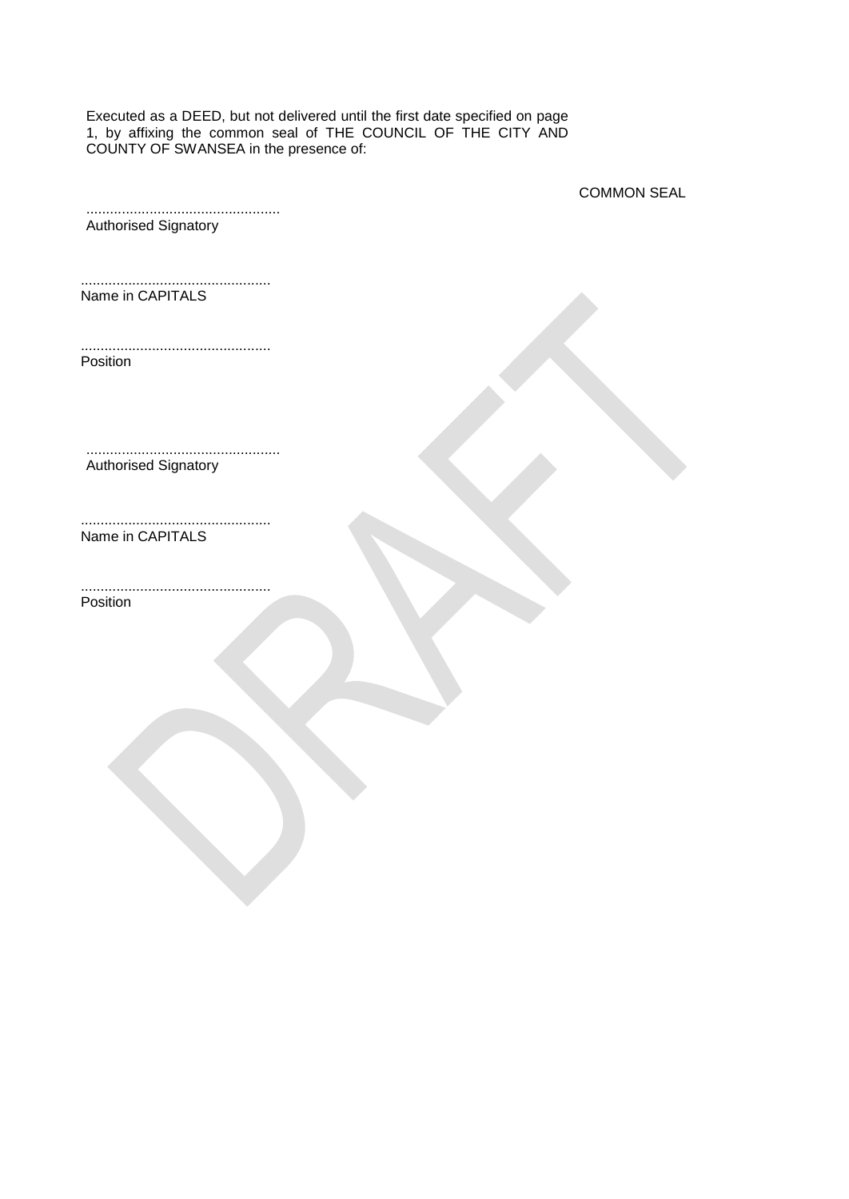Executed as a DEED, but not delivered until the first date specified on page 1, by affixing the common seal of THE COUNCIL OF THE CITY AND COUNTY OF SWANSEA in the presence of:

COMMON SEAL

.................................................
Authorised Signatory

................................................
Name in CAPITALS

................................................
Position

.................................................
Authorised Signatory

................................................
Name in CAPITALS

................................................
Position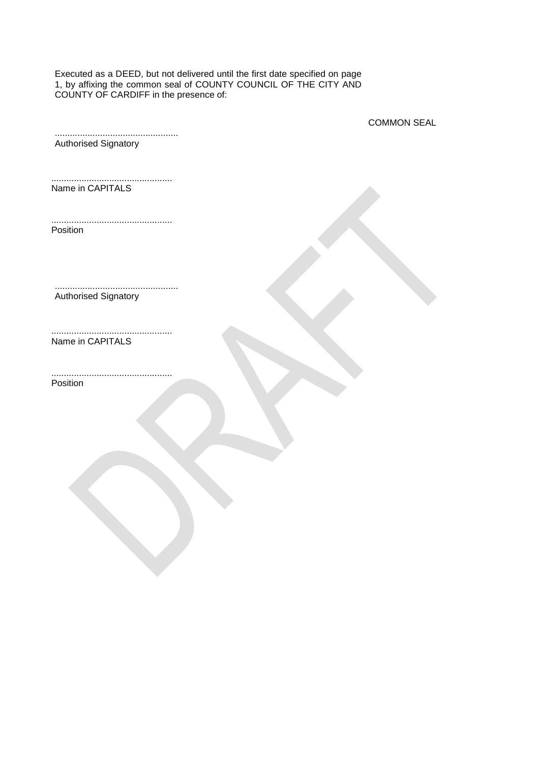Executed as a DEED, but not delivered until the first date specified on page 1, by affixing the common seal of COUNTY COUNCIL OF THE CITY AND COUNTY OF CARDIFF in the presence of:

COMMON SEAL

.................................................
Authorised Signatory

................................................
Name in CAPITALS

................................................
Position

.................................................
Authorised Signatory

................................................
Name in CAPITALS

................................................
Position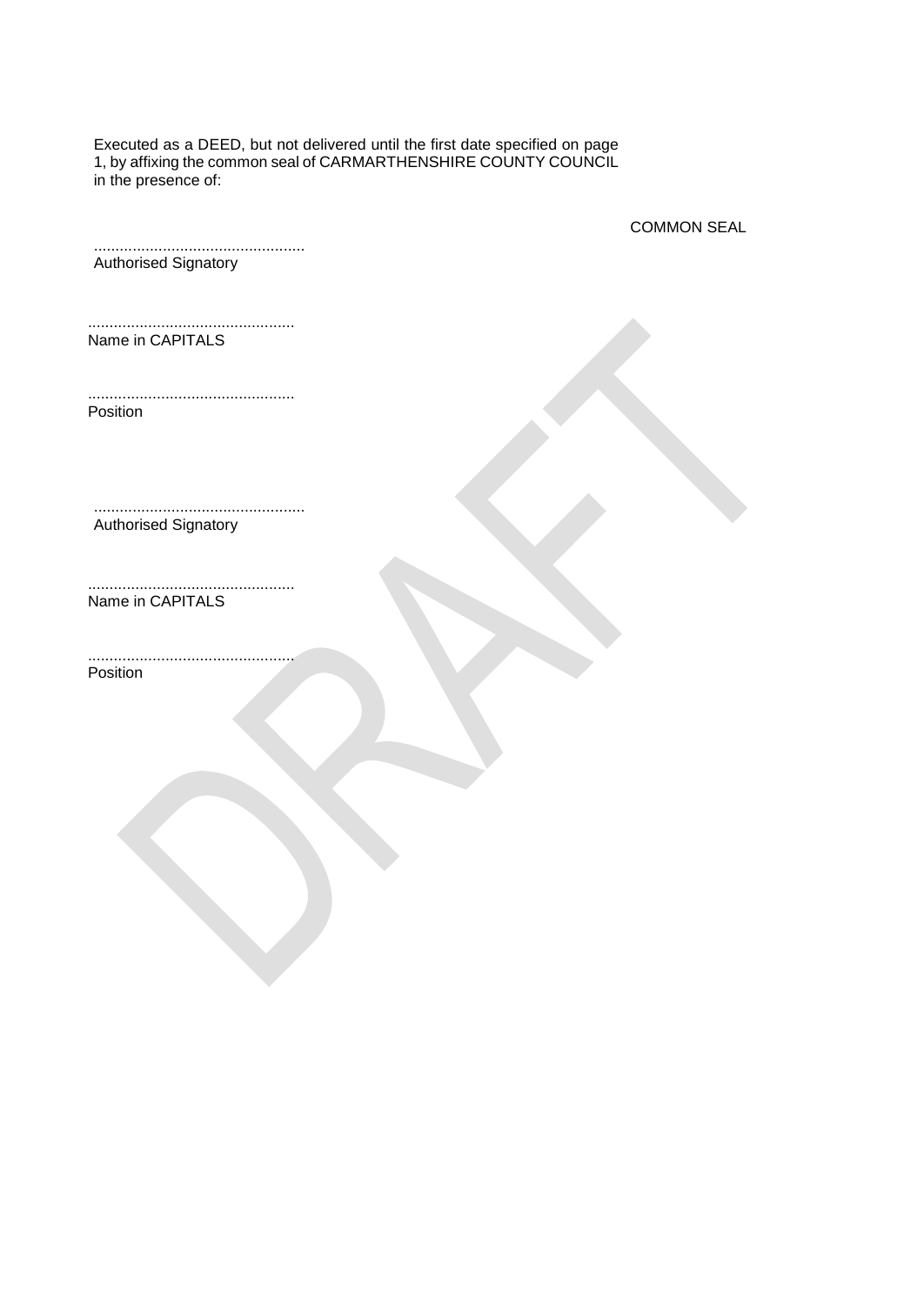Executed as a DEED, but not delivered until the first date specified on page 1, by affixing the common seal of CARMARTHENSHIRE COUNTY COUNCIL in the presence of:

COMMON SEAL

.................................................
Authorised Signatory

................................................
Name in CAPITALS

................................................
Position

.................................................
Authorised Signatory

................................................
Name in CAPITALS

................................................
Position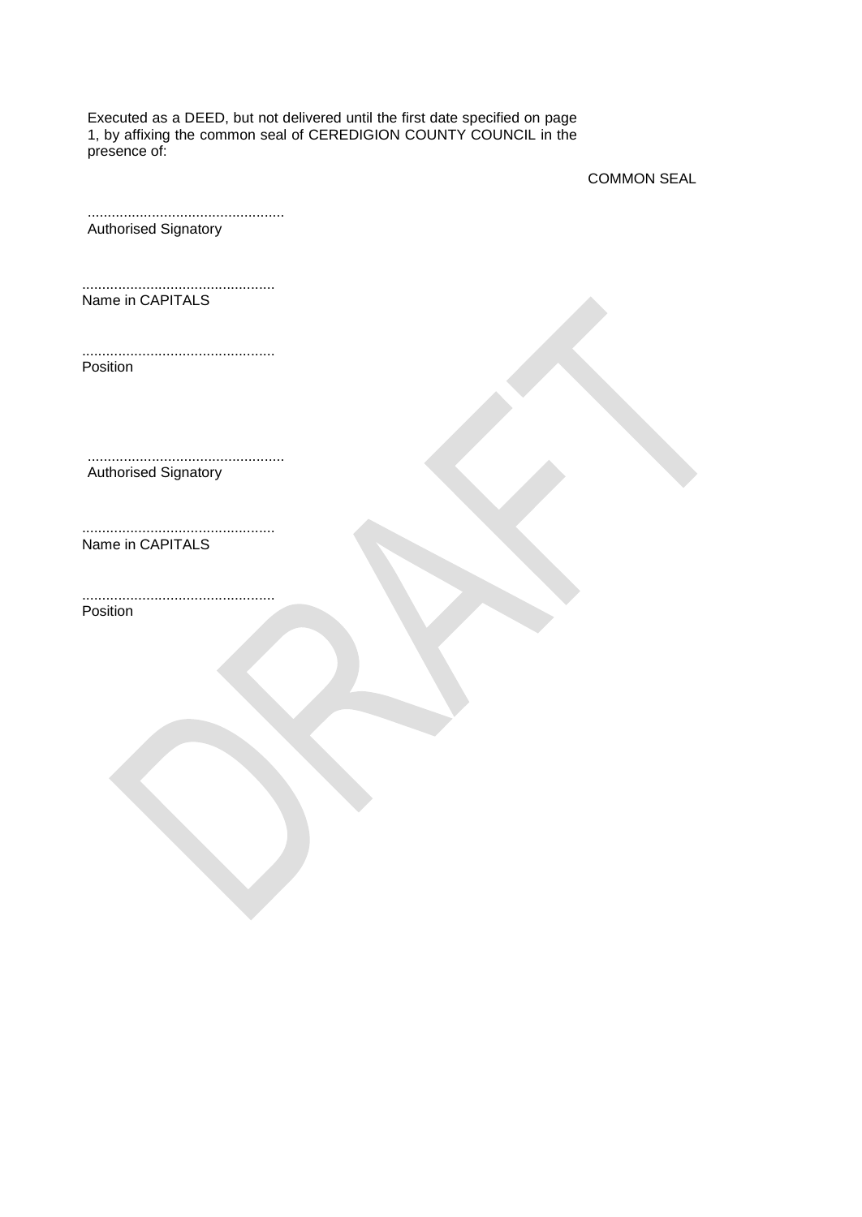Executed as a DEED, but not delivered until the first date specified on page 1, by affixing the common seal of CEREDIGION COUNTY COUNCIL in the presence of:

COMMON SEAL

.................................................
Authorised Signatory

.................................................
Name in CAPITALS

.................................................
Position

.................................................
Authorised Signatory

.................................................
Name in CAPITALS

.................................................
Position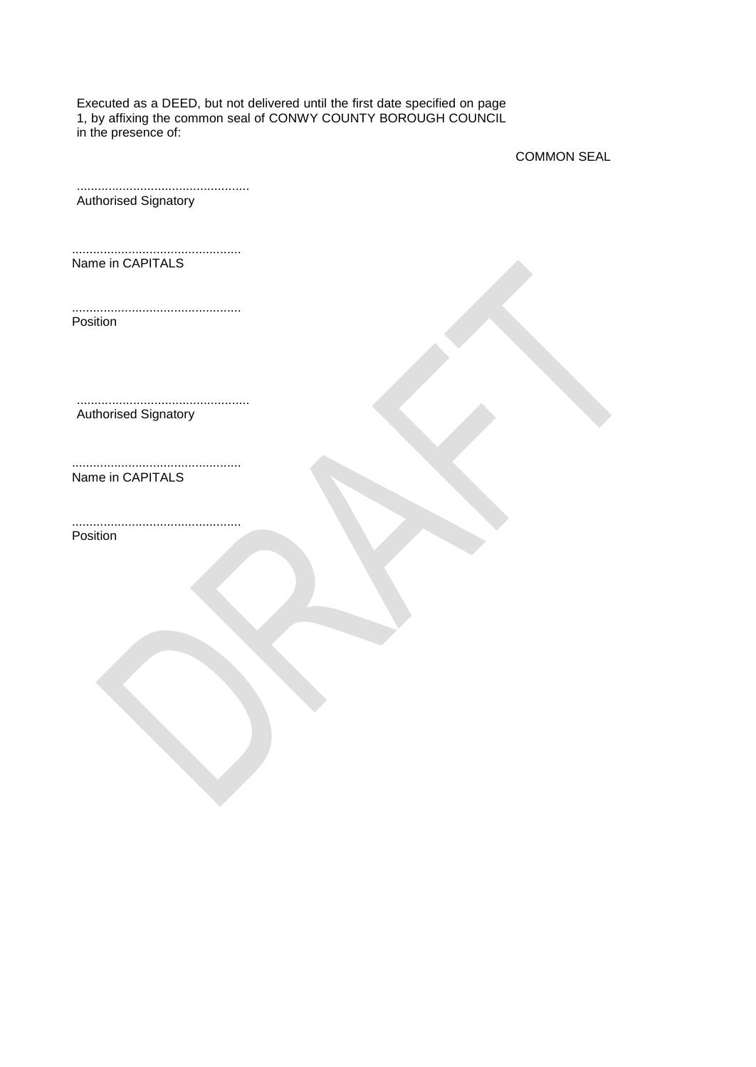Executed as a DEED, but not delivered until the first date specified on page 1, by affixing the common seal of CONWY COUNTY BOROUGH COUNCIL in the presence of:

COMMON SEAL

.................................................
Authorised Signatory

................................................
Name in CAPITALS

................................................
Position

.................................................
Authorised Signatory

................................................
Name in CAPITALS

................................................
Position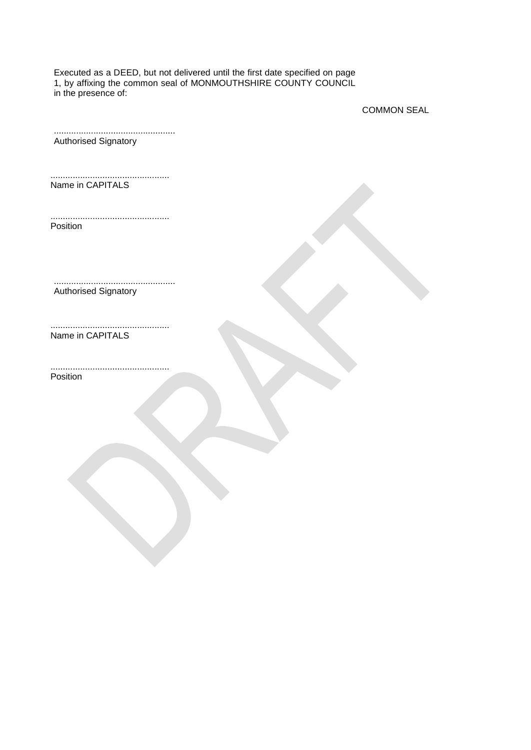Executed as a DEED, but not delivered until the first date specified on page 1, by affixing the common seal of MONMOUTHSHIRE COUNTY COUNCIL in the presence of:

COMMON SEAL

.................................................
Authorised Signatory

................................................
Name in CAPITALS

................................................
Position

.................................................
Authorised Signatory

................................................
Name in CAPITALS

................................................
Position

DRAFT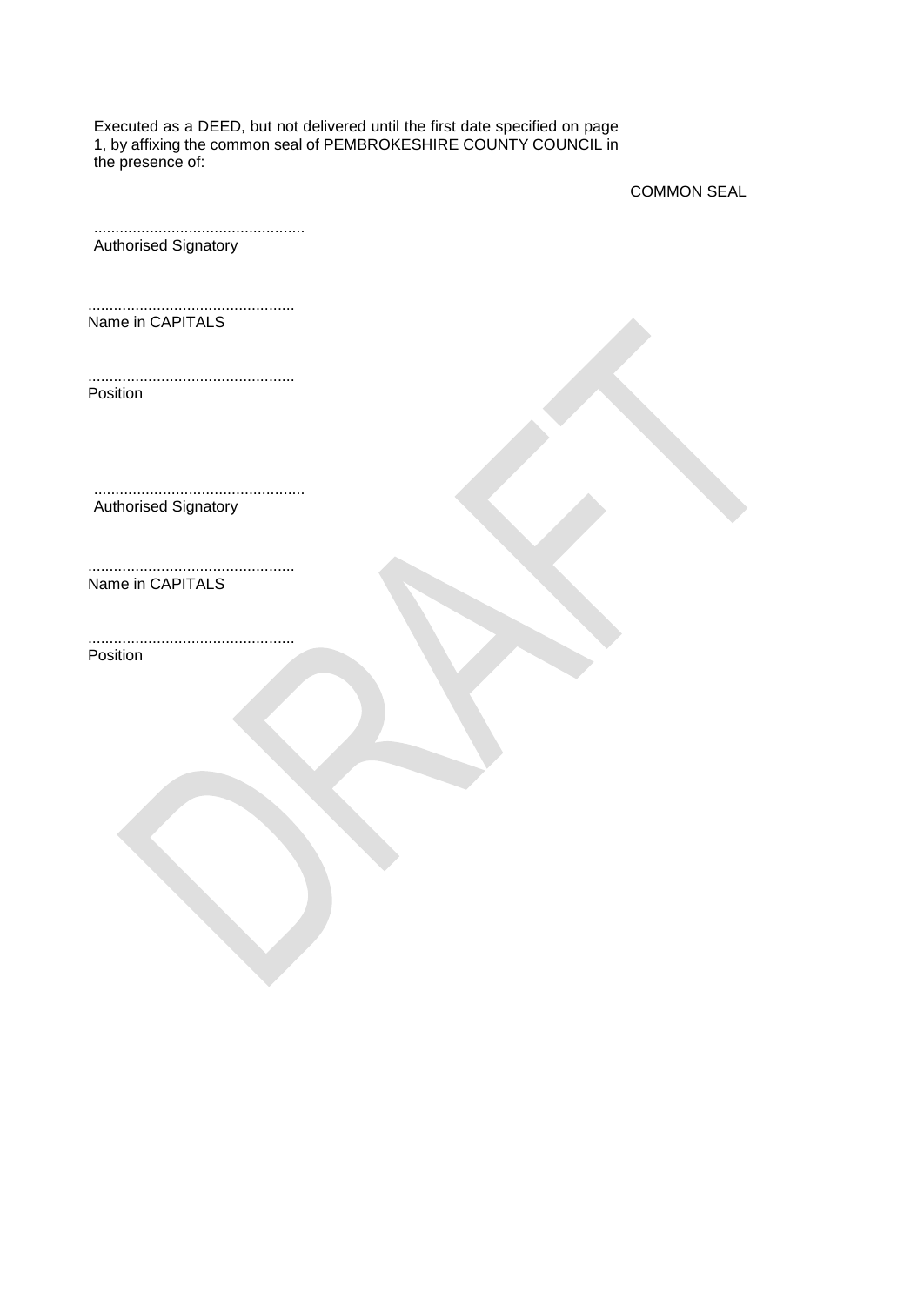Executed as a DEED, but not delivered until the first date specified on page 1, by affixing the common seal of PEMBROKESHIRE COUNTY COUNCIL in the presence of:

COMMON SEAL

.................................................
Authorised Signatory

................................................
Name in CAPITALS

................................................
Position

.................................................
Authorised Signatory

................................................
Name in CAPITALS

................................................
Position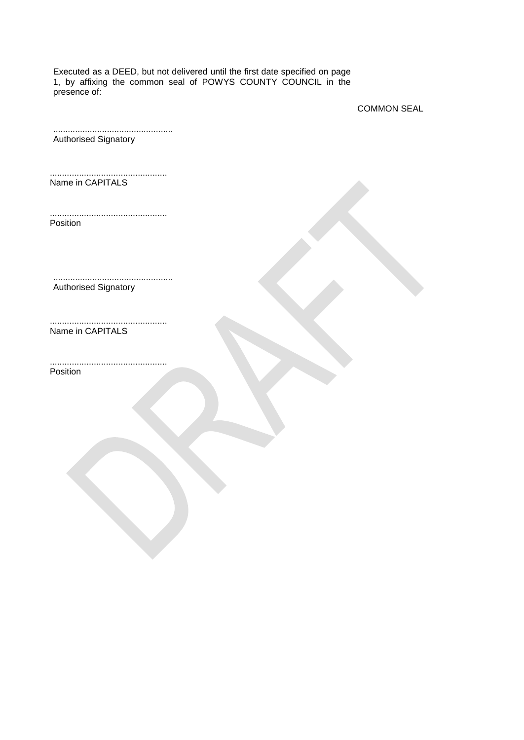Executed as a DEED, but not delivered until the first date specified on page 1, by affixing the common seal of POWYS COUNTY COUNCIL in the presence of:

COMMON SEAL

.................................................
Authorised Signatory

................................................
Name in CAPITALS

................................................
Position

.................................................
Authorised Signatory

................................................
Name in CAPITALS

................................................
Position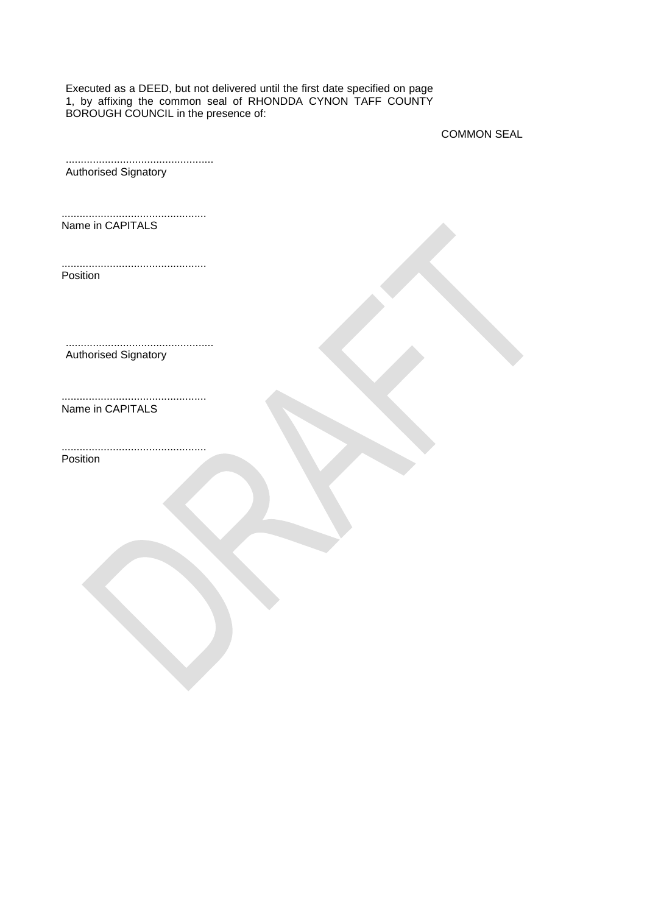Executed as a DEED, but not delivered until the first date specified on page 1, by affixing the common seal of RHONDDA CYNON TAFF COUNTY BOROUGH COUNCIL in the presence of:

COMMON SEAL

.................................................
Authorised Signatory

................................................
Name in CAPITALS

................................................
Position

.................................................
Authorised Signatory

................................................
Name in CAPITALS

................................................
Position

DRAFT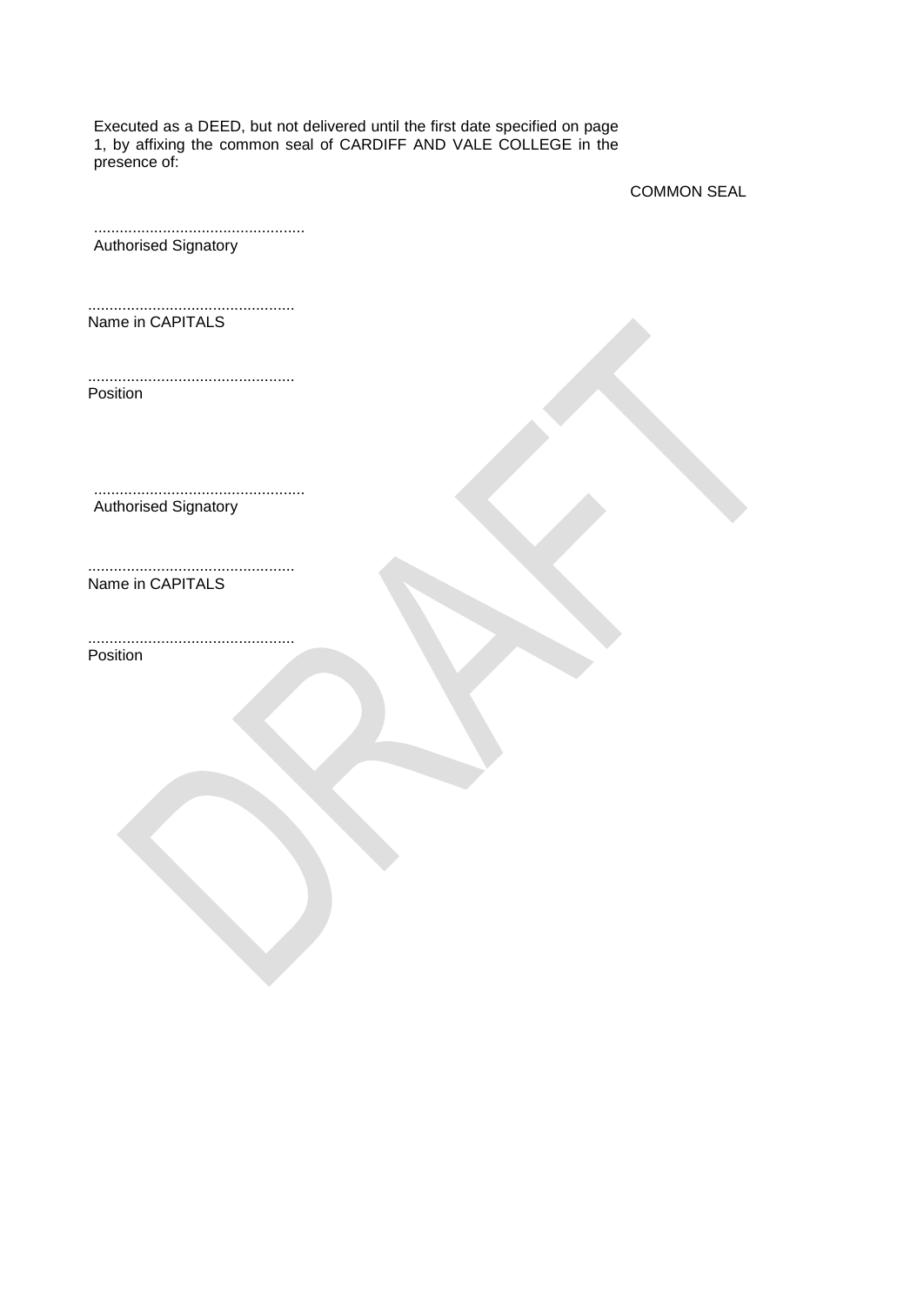Executed as a DEED, but not delivered until the first date specified on page 1, by affixing the common seal of CARDIFF AND VALE COLLEGE in the presence of:

COMMON SEAL

.................................................
Authorised Signatory

................................................
Name in CAPITALS

................................................
Position

.................................................
Authorised Signatory

................................................
Name in CAPITALS

................................................
Position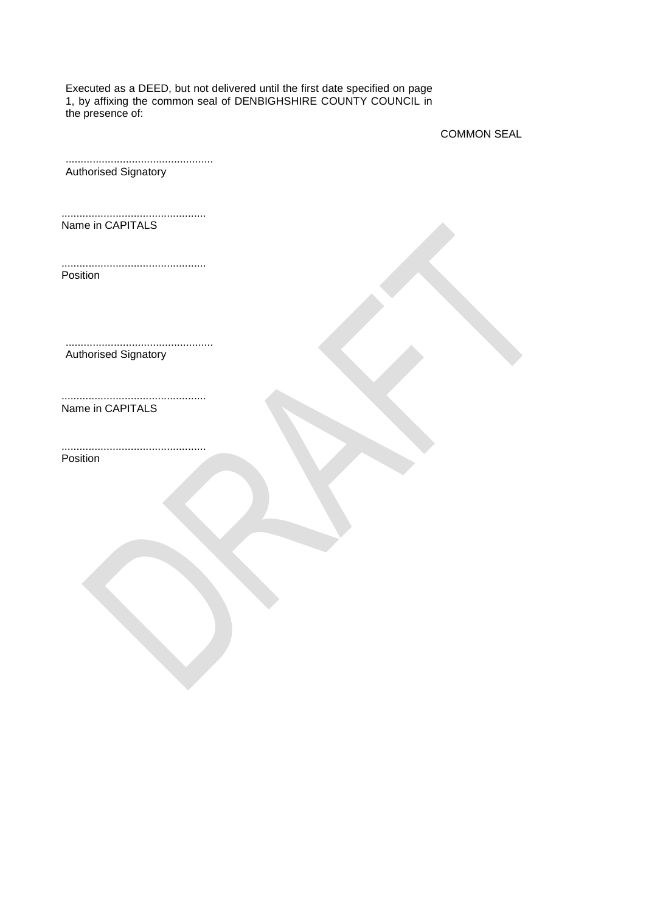Executed as a DEED, but not delivered until the first date specified on page 1, by affixing the common seal of DENBIGHSHIRE COUNTY COUNCIL in the presence of:

COMMON SEAL

.................................................
Authorised Signatory

................................................
Name in CAPITALS

................................................
Position

.................................................
Authorised Signatory

................................................
Name in CAPITALS

................................................
Position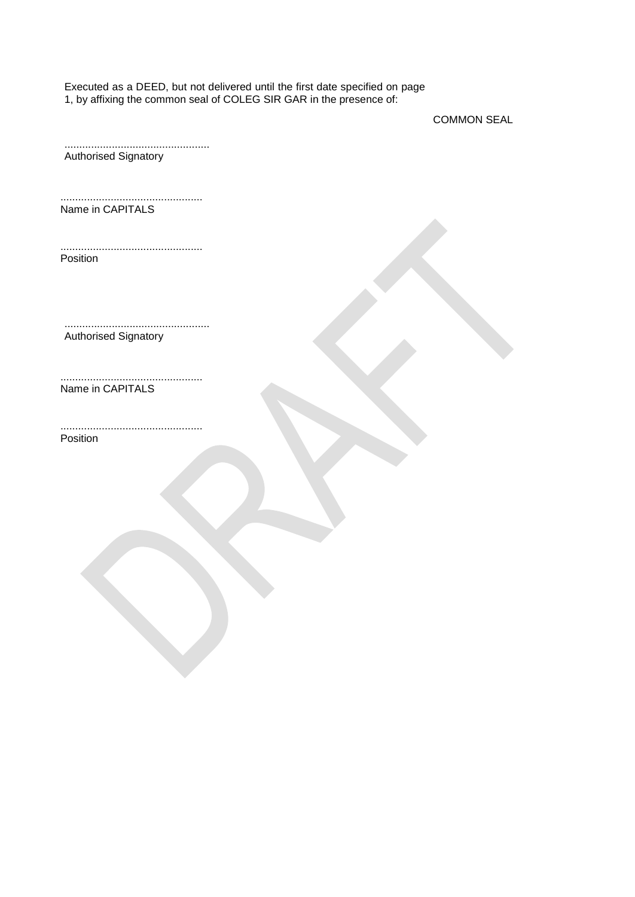Executed as a DEED, but not delivered until the first date specified on page 1, by affixing the common seal of COLEG SIR GAR in the presence of:

COMMON SEAL

.................................................
Authorised Signatory

................................................
Name in CAPITALS

................................................
Position

.................................................
Authorised Signatory

................................................
Name in CAPITALS

................................................
Position

DRAFT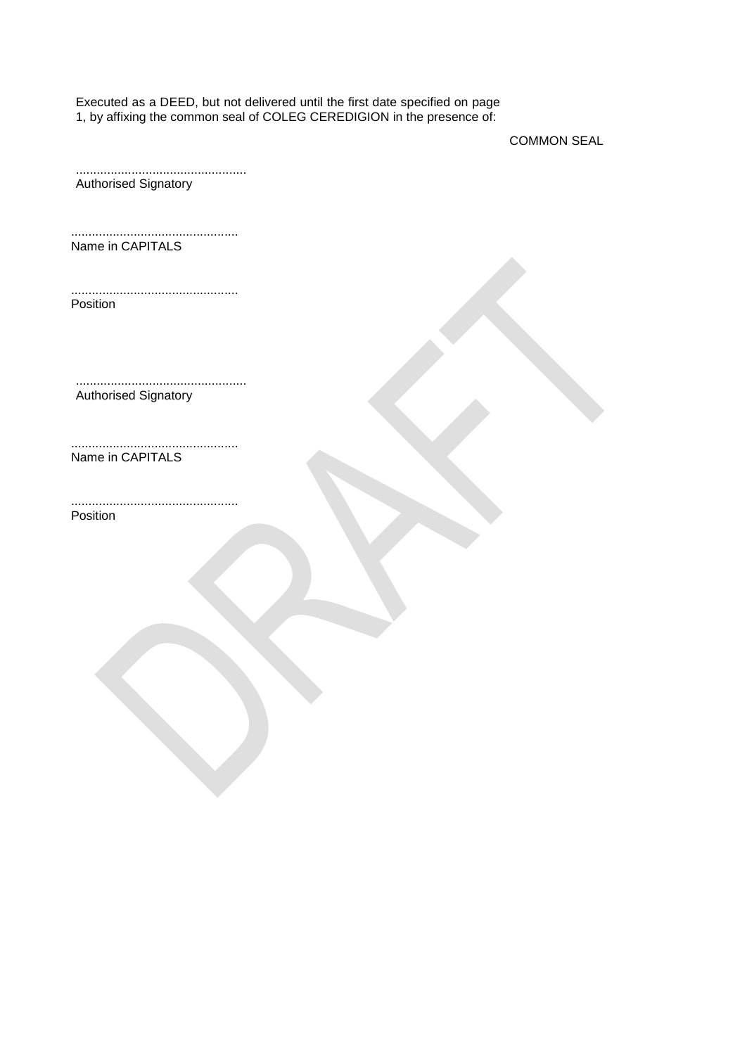Executed as a DEED, but not delivered until the first date specified on page 1, by affixing the common seal of COLEG CEREDIGION in the presence of:

COMMON SEAL

.................................................
Authorised Signatory

................................................
Name in CAPITALS

................................................
Position

.................................................
Authorised Signatory

................................................
Name in CAPITALS

................................................
Position

DRAFT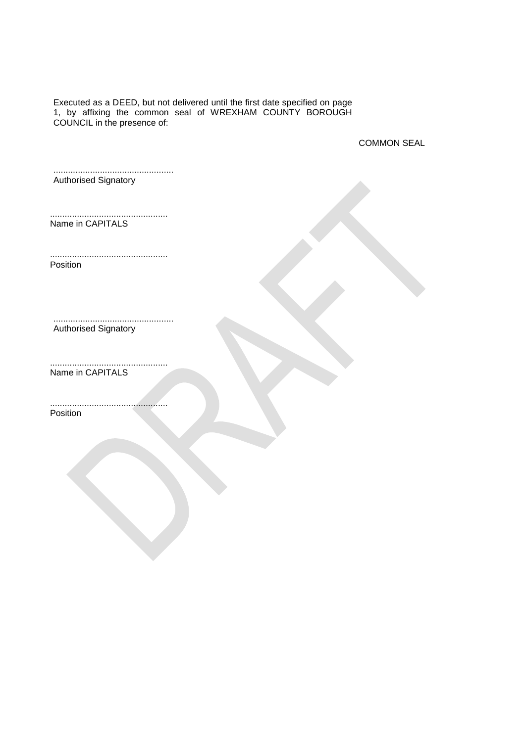Executed as a DEED, but not delivered until the first date specified on page 1, by affixing the common seal of WREXHAM COUNTY BOROUGH COUNCIL in the presence of:

COMMON SEAL

.................................................
Authorised Signatory

................................................
Name in CAPITALS

................................................
Position

.................................................
Authorised Signatory

................................................
Name in CAPITALS

................................................
Position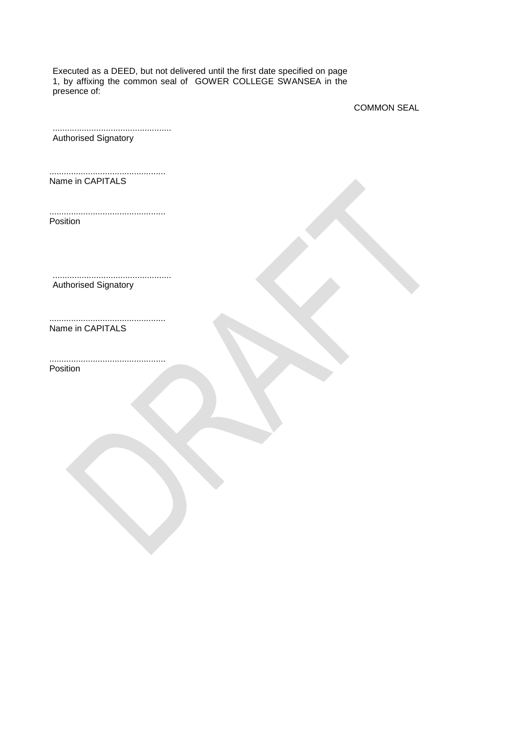Executed as a DEED, but not delivered until the first date specified on page 1, by affixing the common seal of GOWER COLLEGE SWANSEA in the presence of:

COMMON SEAL

.................................................
Authorised Signatory

................................................
Name in CAPITALS

................................................
Position

.................................................
Authorised Signatory

................................................
Name in CAPITALS

................................................
Position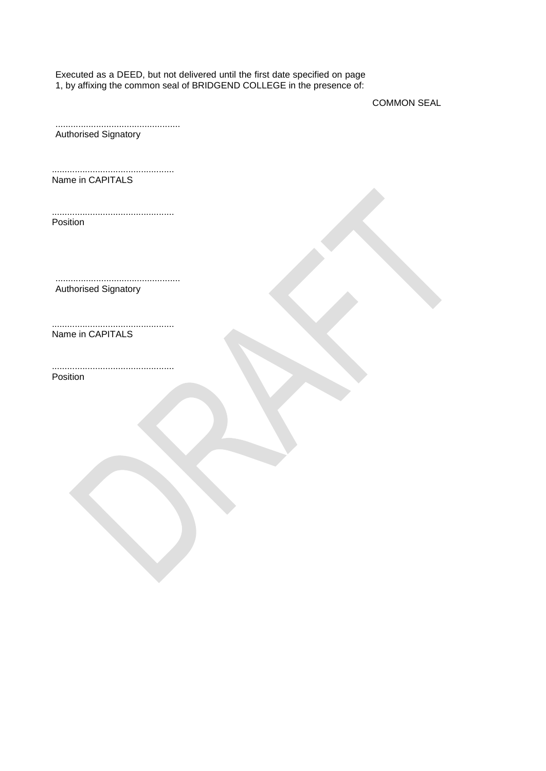Executed as a DEED, but not delivered until the first date specified on page 1, by affixing the common seal of BRIDGEND COLLEGE in the presence of:

COMMON SEAL

.................................................
Authorised Signatory

................................................
Name in CAPITALS

................................................
Position

.................................................
Authorised Signatory

................................................
Name in CAPITALS

................................................
Position

DRAFT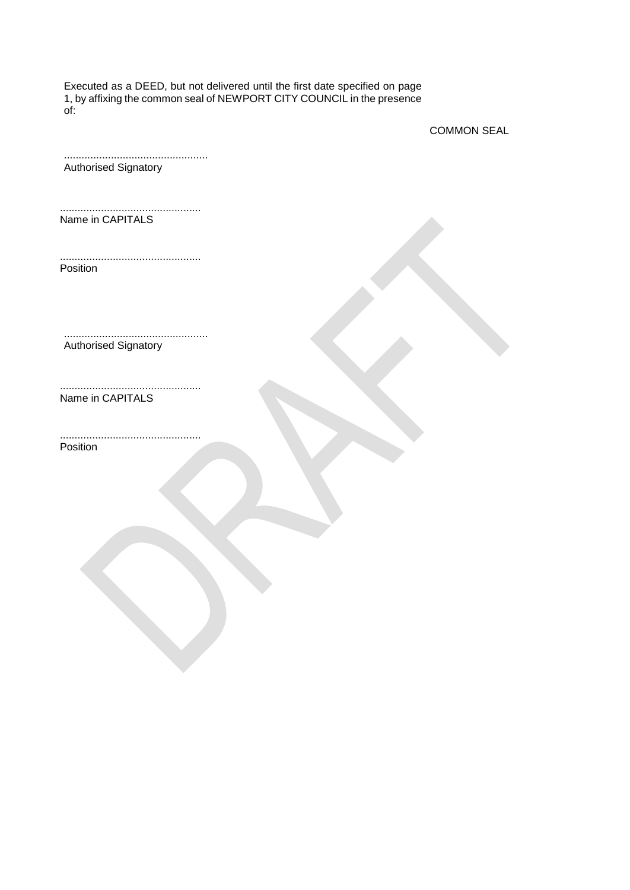Executed as a DEED, but not delivered until the first date specified on page 1, by affixing the common seal of NEWPORT CITY COUNCIL in the presence of:

COMMON SEAL

.................................................
Authorised Signatory

................................................
Name in CAPITALS

................................................
Position

.................................................
Authorised Signatory

................................................
Name in CAPITALS

................................................
Position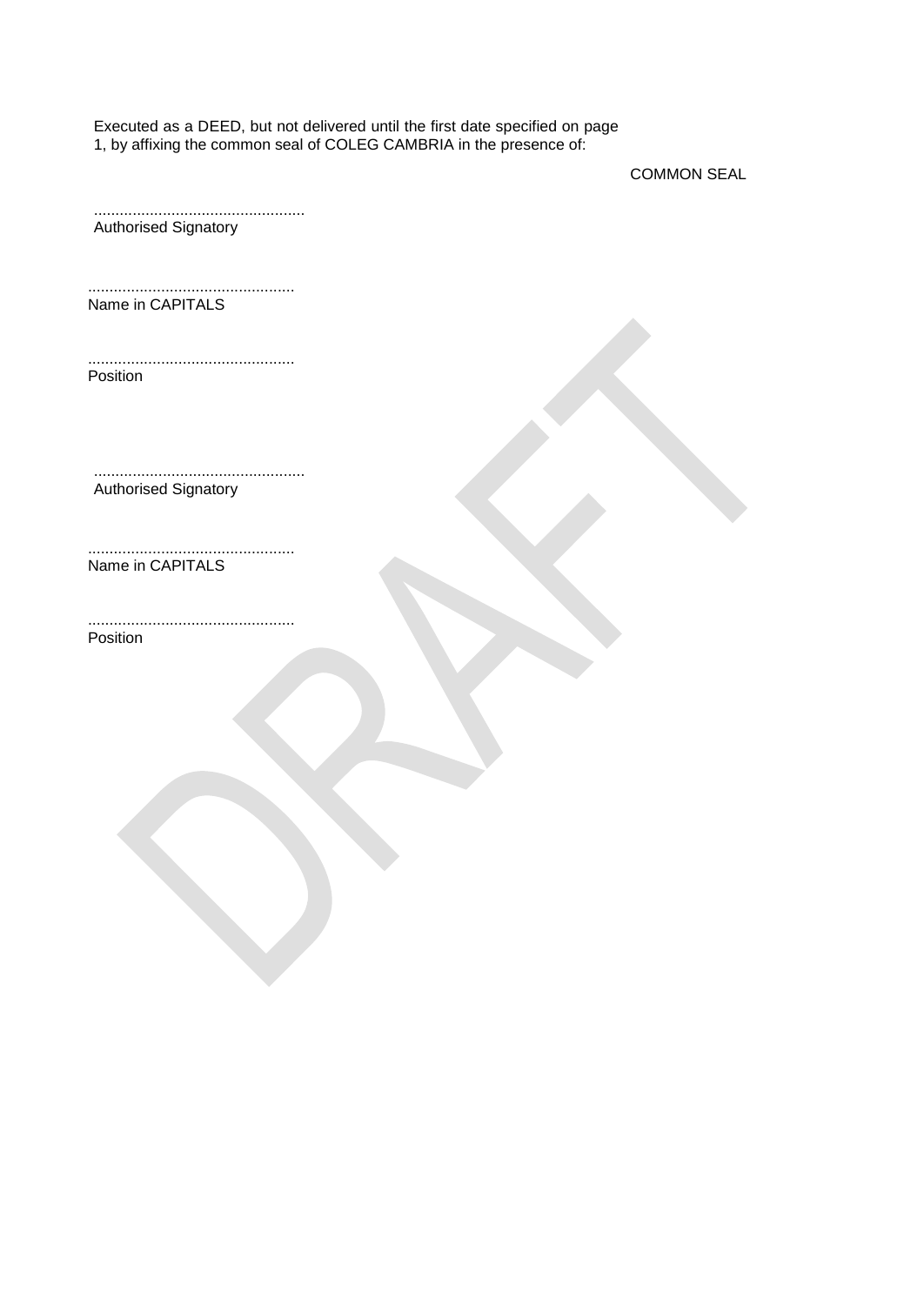Executed as a DEED, but not delivered until the first date specified on page 1, by affixing the common seal of COLEG CAMBRIA in the presence of:

COMMON SEAL

.................................................
Authorised Signatory

................................................
Name in CAPITALS

................................................
Position

.................................................
Authorised Signatory

................................................
Name in CAPITALS

................................................
Position

DRAFT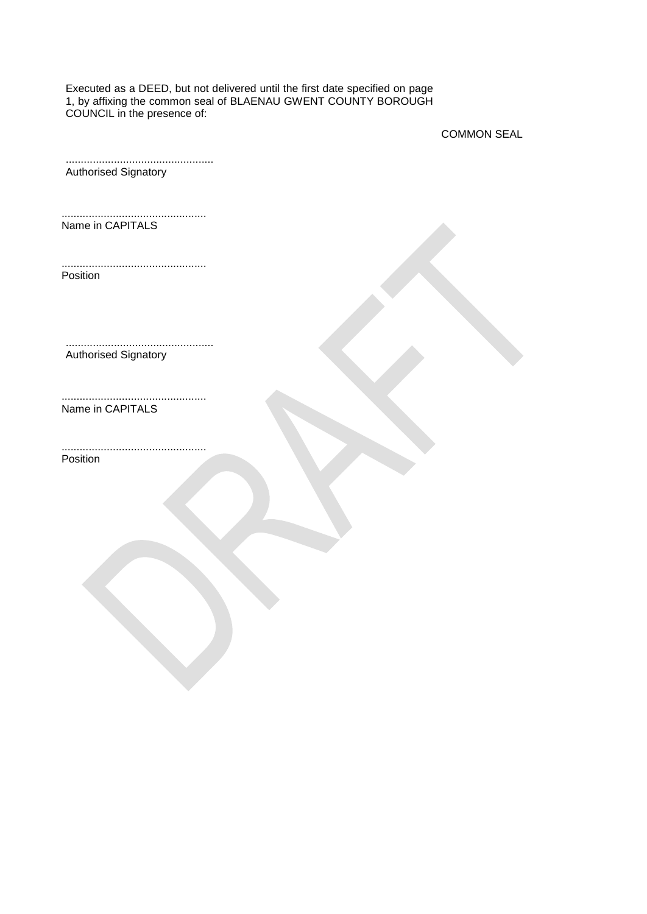Executed as a DEED, but not delivered until the first date specified on page 1, by affixing the common seal of BLAENAU GWENT COUNTY BOROUGH COUNCIL in the presence of:

COMMON SEAL

.................................................
Authorised Signatory

................................................
Name in CAPITALS

................................................
Position

.................................................
Authorised Signatory

................................................
Name in CAPITALS

................................................
Position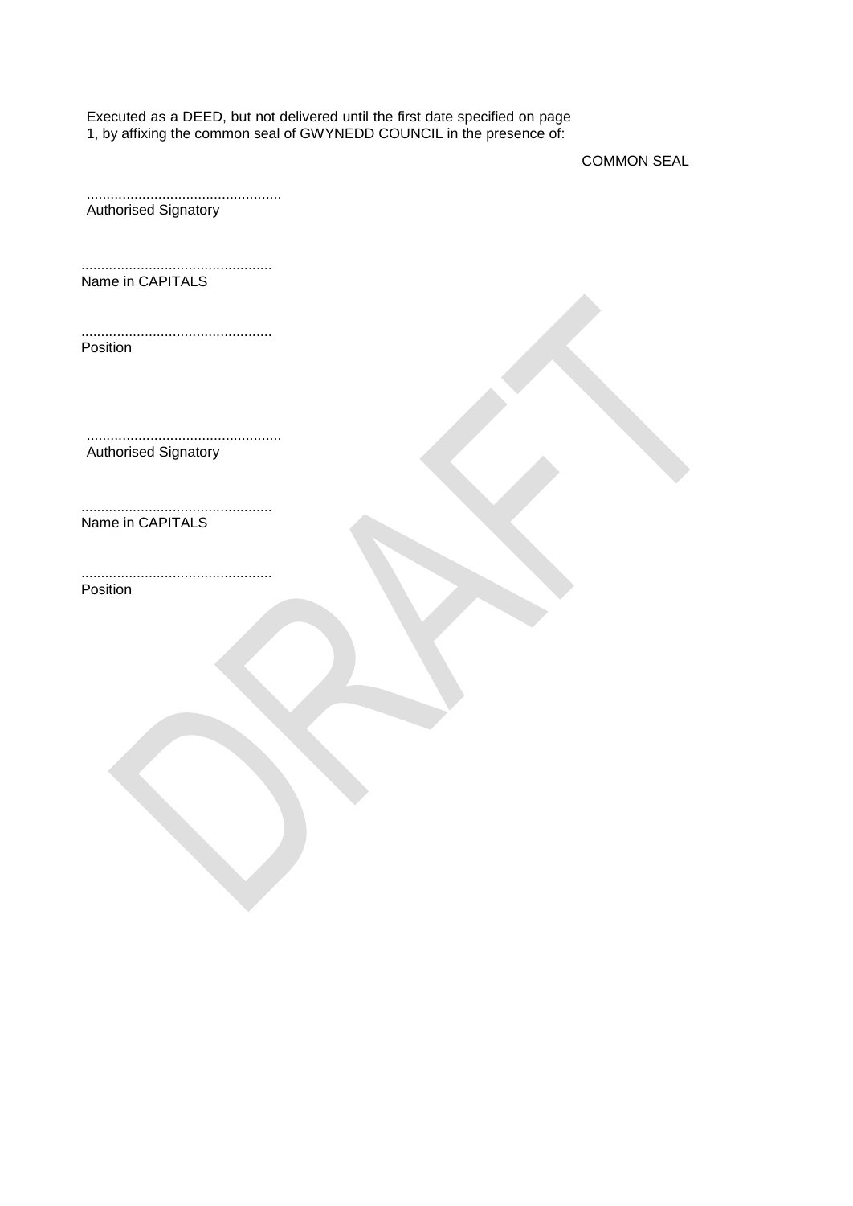Executed as a DEED, but not delivered until the first date specified on page 1, by affixing the common seal of GWYNEDD COUNCIL in the presence of:

COMMON SEAL

.................................................
Authorised Signatory

................................................
Name in CAPITALS

................................................
Position

.................................................
Authorised Signatory

................................................
Name in CAPITALS

................................................
Position

DRAFT